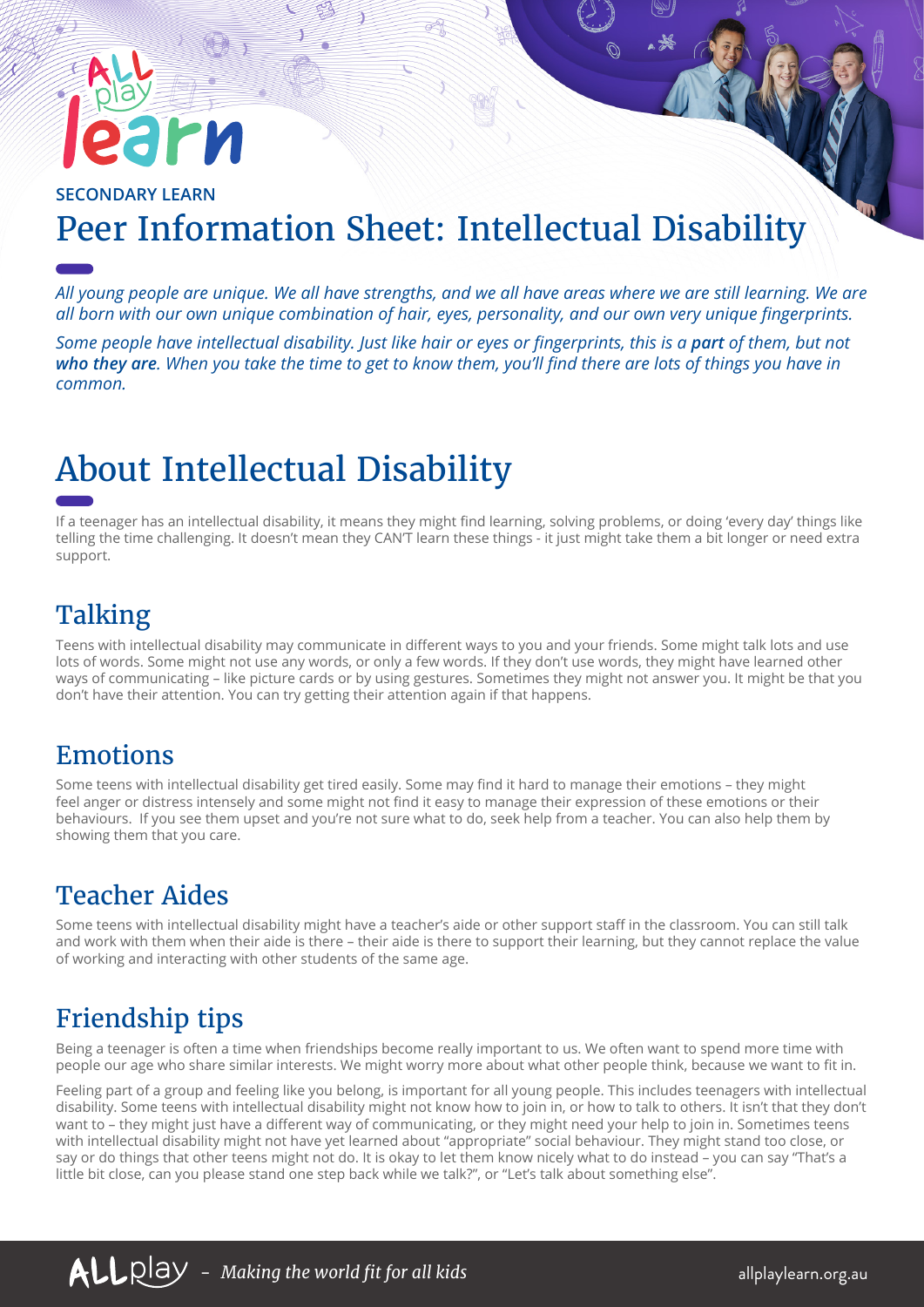SECONDARY LEARN

# Peer Information Sheet: Intellectual Disability

*All young people are unique. We all have strengths, and we all have areas where we are still learning. We are all born with our own unique combination of hair, eyes, personality, and our own very unique fingerprints.*

*Some people have intellectual disability. Just like hair or eyes or fingerprints, this is a **part** of them, but not **who they are**. When you take the time to get to know them, you'll find there are lots of things you have in common.*

# About Intellectual Disability

If a teenager has an intellectual disability, it means they might find learning, solving problems, or doing 'every day' things like telling the time challenging. It doesn't mean they CAN'T learn these things - it just might take them a bit longer or need extra support.

## Talking

Teens with intellectual disability may communicate in different ways to you and your friends. Some might talk lots and use lots of words. Some might not use any words, or only a few words. If they don't use words, they might have learned other ways of communicating – like picture cards or by using gestures. Sometimes they might not answer you. It might be that you don't have their attention. You can try getting their attention again if that happens.

## Emotions

Some teens with intellectual disability get tired easily. Some may find it hard to manage their emotions – they might feel anger or distress intensely and some might not find it easy to manage their expression of these emotions or their behaviours. If you see them upset and you're not sure what to do, seek help from a teacher. You can also help them by showing them that you care.

## Teacher Aides

Some teens with intellectual disability might have a teacher's aide or other support staff in the classroom. You can still talk and work with them when their aide is there – their aide is there to support their learning, but they cannot replace the value of working and interacting with other students of the same age.

## Friendship tips

Being a teenager is often a time when friendships become really important to us. We often want to spend more time with people our age who share similar interests. We might worry more about what other people think, because we want to fit in.

Feeling part of a group and feeling like you belong, is important for all young people. This includes teenagers with intellectual disability. Some teens with intellectual disability might not know how to join in, or how to talk to others. It isn't that they don't want to – they might just have a different way of communicating, or they might need your help to join in. Sometimes teens with intellectual disability might not have yet learned about "appropriate" social behaviour. They might stand too close, or say or do things that other teens might not do. It is okay to let them know nicely what to do instead – you can say "That's a little bit close, can you please stand one step back while we talk?", or "Let's talk about something else".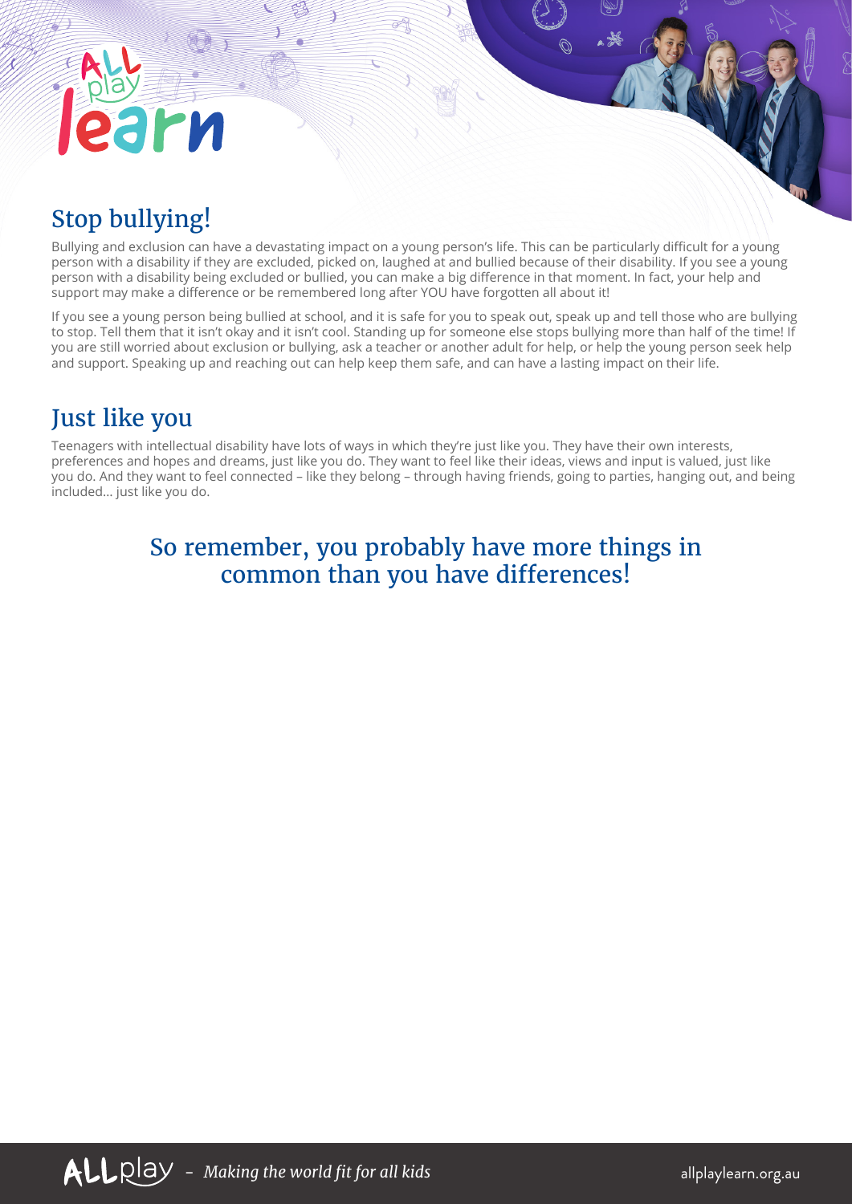## Stop bullying!

Bullying and exclusion can have a devastating impact on a young person's life. This can be particularly difficult for a young person with a disability if they are excluded, picked on, laughed at and bullied because of their disability. If you see a young person with a disability being excluded or bullied, you can make a big difference in that moment. In fact, your help and support may make a difference or be remembered long after YOU have forgotten all about it!

If you see a young person being bullied at school, and it is safe for you to speak out, speak up and tell those who are bullying to stop. Tell them that it isn't okay and it isn't cool. Standing up for someone else stops bullying more than half of the time! If you are still worried about exclusion or bullying, ask a teacher or another adult for help, or help the young person seek help and support. Speaking up and reaching out can help keep them safe, and can have a lasting impact on their life.

## Just like you

Teenagers with intellectual disability have lots of ways in which they're just like you. They have their own interests, preferences and hopes and dreams, just like you do. They want to feel like their ideas, views and input is valued, just like you do. And they want to feel connected – like they belong – through having friends, going to parties, hanging out, and being included... just like you do.

### So remember, you probably have more things in common than you have differences!